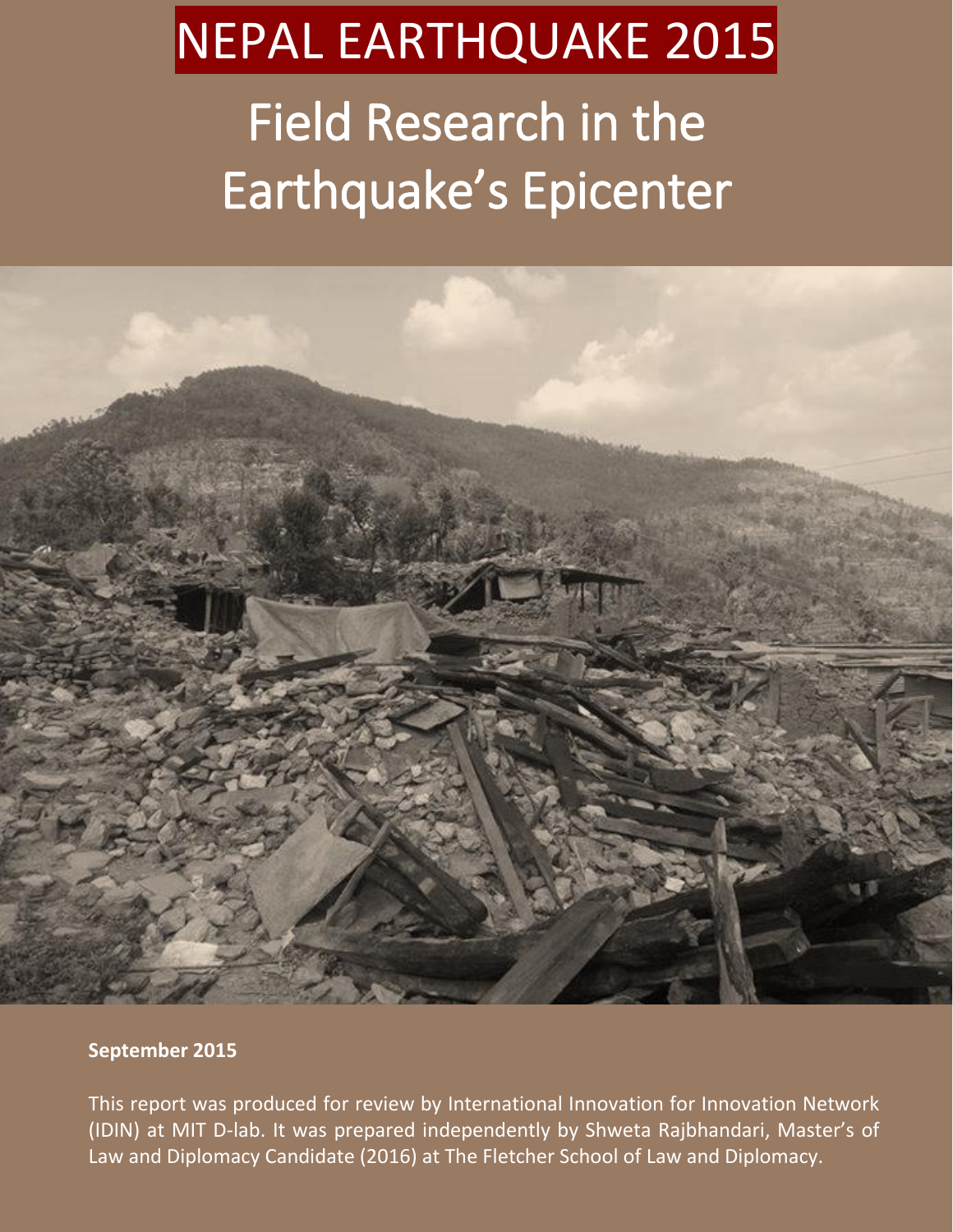# NEPAL EARTHQUAKE 2015

# Field Research in the Earthquake's Epicenter

**September 2015**

This report was produced for review by International Innovation for Innovation Network (IDIN) at MIT D-lab. It was prepared independently by Shweta Rajbhandari, Master's of Law and Diplomacy Candidate (2016) at The Fletcher School of Law and Diplomacy.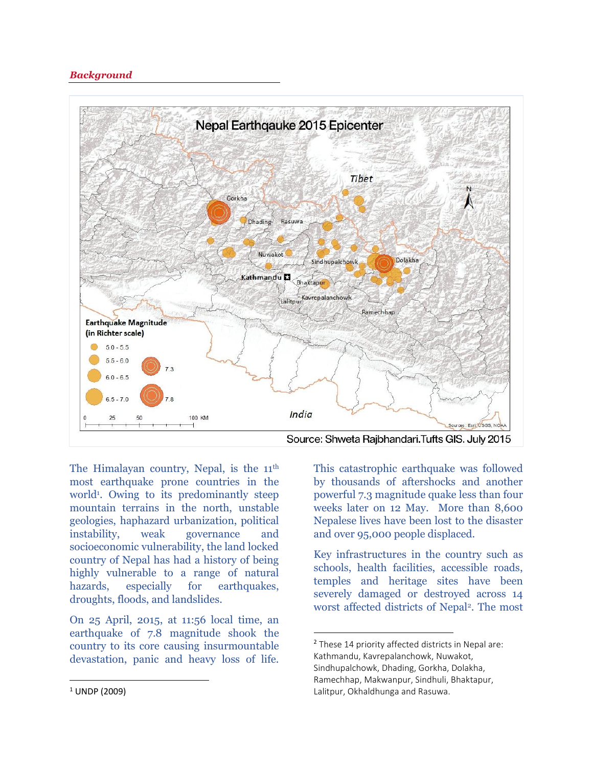***Background***

Source: Shweta Rajbhandari.Tufts GIS. July 2015

The Himalayan country, Nepal, is the 11th most earthquake prone countries in the world[1]. Owing to its predominantly steep mountain terrains in the north, unstable geologies, haphazard urbanization, political instability, weak governance and socioeconomic vulnerability, the land locked country of Nepal has had a history of being highly vulnerable to a range of natural hazards, especially for earthquakes, droughts, floods, and landslides.

On 25 April, 2015, at 11:56 local time, an earthquake of 7.8 magnitude shook the country to its core causing insurmountable devastation, panic and heavy loss of life. This catastrophic earthquake was followed by thousands of aftershocks and another powerful 7.3 magnitude quake less than four weeks later on 12 May. More than 8,600 Nepalese lives have been lost to the disaster and over 95,000 people displaced.

Key infrastructures in the country such as schools, health facilities, accessible roads, temples and heritage sites have been severely damaged or destroyed across 14 worst affected districts of Nepal[2]. The most

[1] UNDP (2009)

[2] These 14 priority affected districts in Nepal are: Kathmandu, Kavrepalanchowk, Nuwakot, Sindhupalchowk, Dhading, Gorkha, Dolakha, Ramechhap, Makwanpur, Sindhuli, Bhaktapur, Lalitpur, Okhaldhunga and Rasuwa.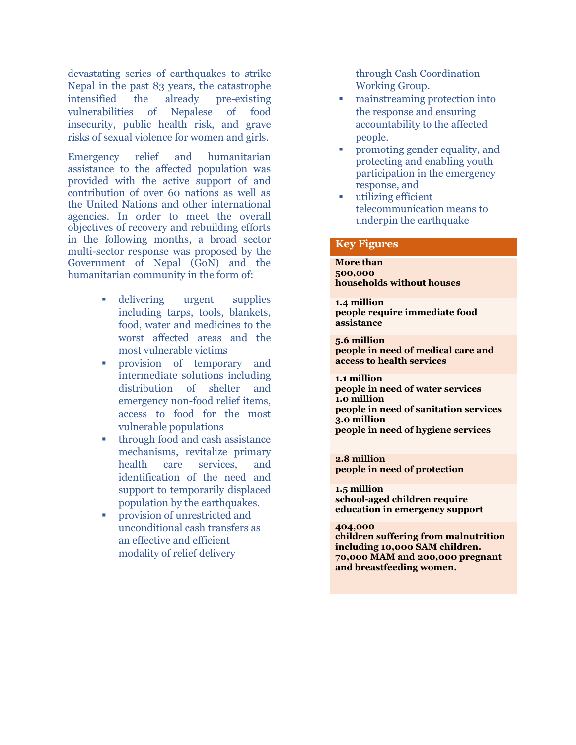devastating series of earthquakes to strike Nepal in the past 83 years, the catastrophe intensified the already pre-existing vulnerabilities of Nepalese of food insecurity, public health risk, and grave risks of sexual violence for women and girls.

Emergency relief and humanitarian assistance to the affected population was provided with the active support of and contribution of over 60 nations as well as the United Nations and other international agencies. In order to meet the overall objectives of recovery and rebuilding efforts in the following months, a broad sector multi-sector response was proposed by the Government of Nepal (GoN) and the humanitarian community in the form of:

- delivering urgent supplies including tarps, tools, blankets, food, water and medicines to the worst affected areas and the most vulnerable victims
- provision of temporary and intermediate solutions including distribution of shelter and emergency non-food relief items, access to food for the most vulnerable populations
- through food and cash assistance mechanisms, revitalize primary health care services, and identification of the need and support to temporarily displaced population by the earthquakes.
- provision of unrestricted and unconditional cash transfers as an effective and efficient modality of relief delivery through Cash Coordination Working Group.
- mainstreaming protection into the response and ensuring accountability to the affected people.
- promoting gender equality, and protecting and enabling youth participation in the emergency response, and
- utilizing efficient telecommunication means to underpin the earthquake

## Key Figures

**More than 500,000 households without houses**

**1.4 million people require immediate food assistance**

**5.6 million people in need of medical care and access to health services**

**1.1 million people in need of water services**
**1.0 million people in need of sanitation services**
**3.0 million people in need of hygiene services**

**2.8 million people in need of protection**

**1.5 million school-aged children require education in emergency support**

**404,000 children suffering from malnutrition including 10,000 SAM children. 70,000 MAM and 200,000 pregnant and breastfeeding women.**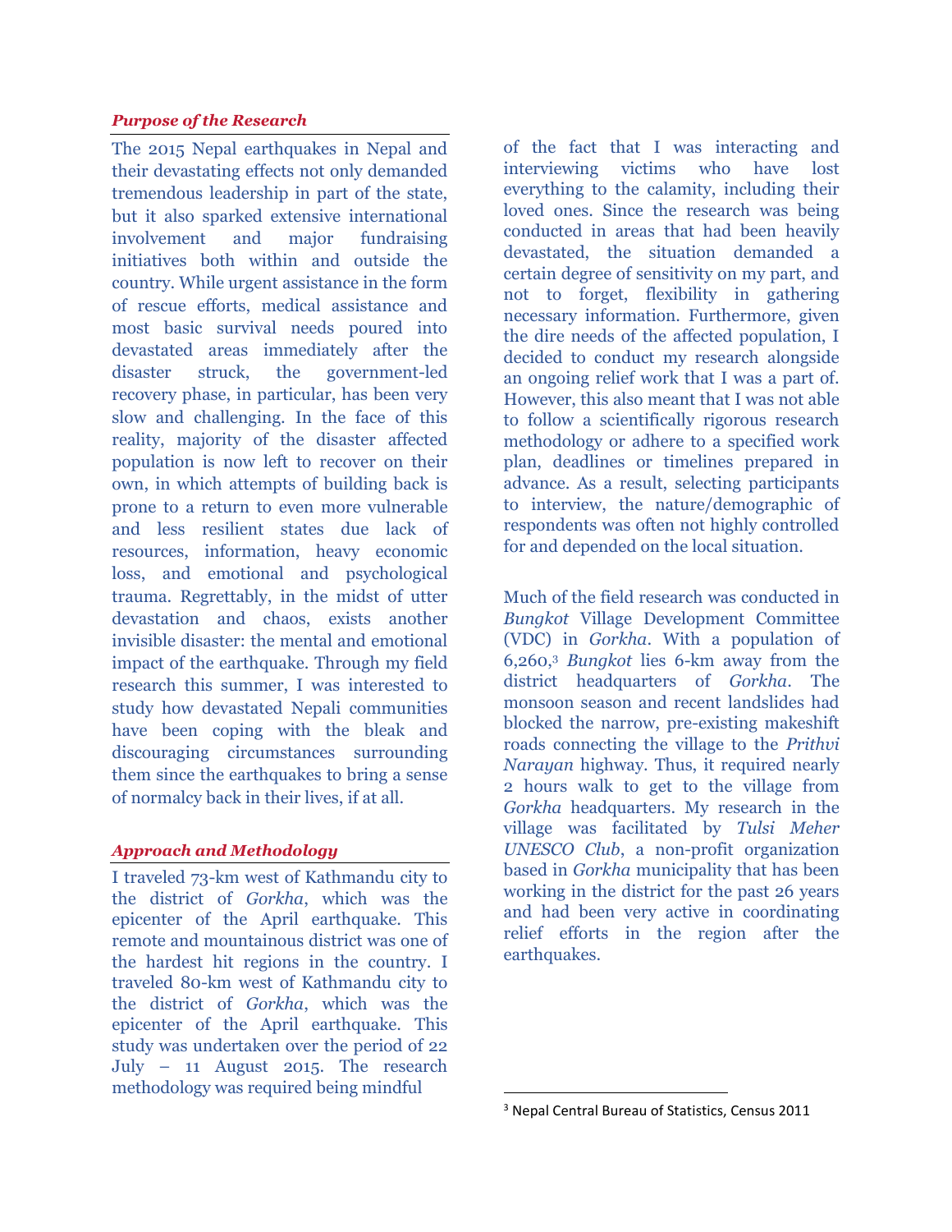### *Purpose of the Research*

The 2015 Nepal earthquakes in Nepal and their devastating effects not only demanded tremendous leadership in part of the state, but it also sparked extensive international involvement and major fundraising initiatives both within and outside the country. While urgent assistance in the form of rescue efforts, medical assistance and most basic survival needs poured into devastated areas immediately after the disaster struck, the government-led recovery phase, in particular, has been very slow and challenging. In the face of this reality, majority of the disaster affected population is now left to recover on their own, in which attempts of building back is prone to a return to even more vulnerable and less resilient states due lack of resources, information, heavy economic loss, and emotional and psychological trauma. Regrettably, in the midst of utter devastation and chaos, exists another invisible disaster: the mental and emotional impact of the earthquake. Through my field research this summer, I was interested to study how devastated Nepali communities have been coping with the bleak and discouraging circumstances surrounding them since the earthquakes to bring a sense of normalcy back in their lives, if at all.

### *Approach and Methodology*

I traveled 73-km west of Kathmandu city to the district of *Gorkha*, which was the epicenter of the April earthquake. This remote and mountainous district was one of the hardest hit regions in the country. I traveled 80-km west of Kathmandu city to the district of *Gorkha*, which was the epicenter of the April earthquake. This study was undertaken over the period of 22 July – 11 August 2015. The research methodology was required being mindful of the fact that I was interacting and interviewing victims who have lost everything to the calamity, including their loved ones. Since the research was being conducted in areas that had been heavily devastated, the situation demanded a certain degree of sensitivity on my part, and not to forget, flexibility in gathering necessary information. Furthermore, given the dire needs of the affected population, I decided to conduct my research alongside an ongoing relief work that I was a part of. However, this also meant that I was not able to follow a scientifically rigorous research methodology or adhere to a specified work plan, deadlines or timelines prepared in advance. As a result, selecting participants to interview, the nature/demographic of respondents was often not highly controlled for and depended on the local situation.

Much of the field research was conducted in *Bungkot* Village Development Committee (VDC) in *Gorkha*. With a population of 6,260,[3] *Bungkot* lies 6-km away from the district headquarters of *Gorkha*. The monsoon season and recent landslides had blocked the narrow, pre-existing makeshift roads connecting the village to the *Prithvi Narayan* highway. Thus, it required nearly 2 hours walk to get to the village from *Gorkha* headquarters. My research in the village was facilitated by *Tulsi Meher UNESCO Club*, a non-profit organization based in *Gorkha* municipality that has been working in the district for the past 26 years and had been very active in coordinating relief efforts in the region after the earthquakes.

[3] Nepal Central Bureau of Statistics, Census 2011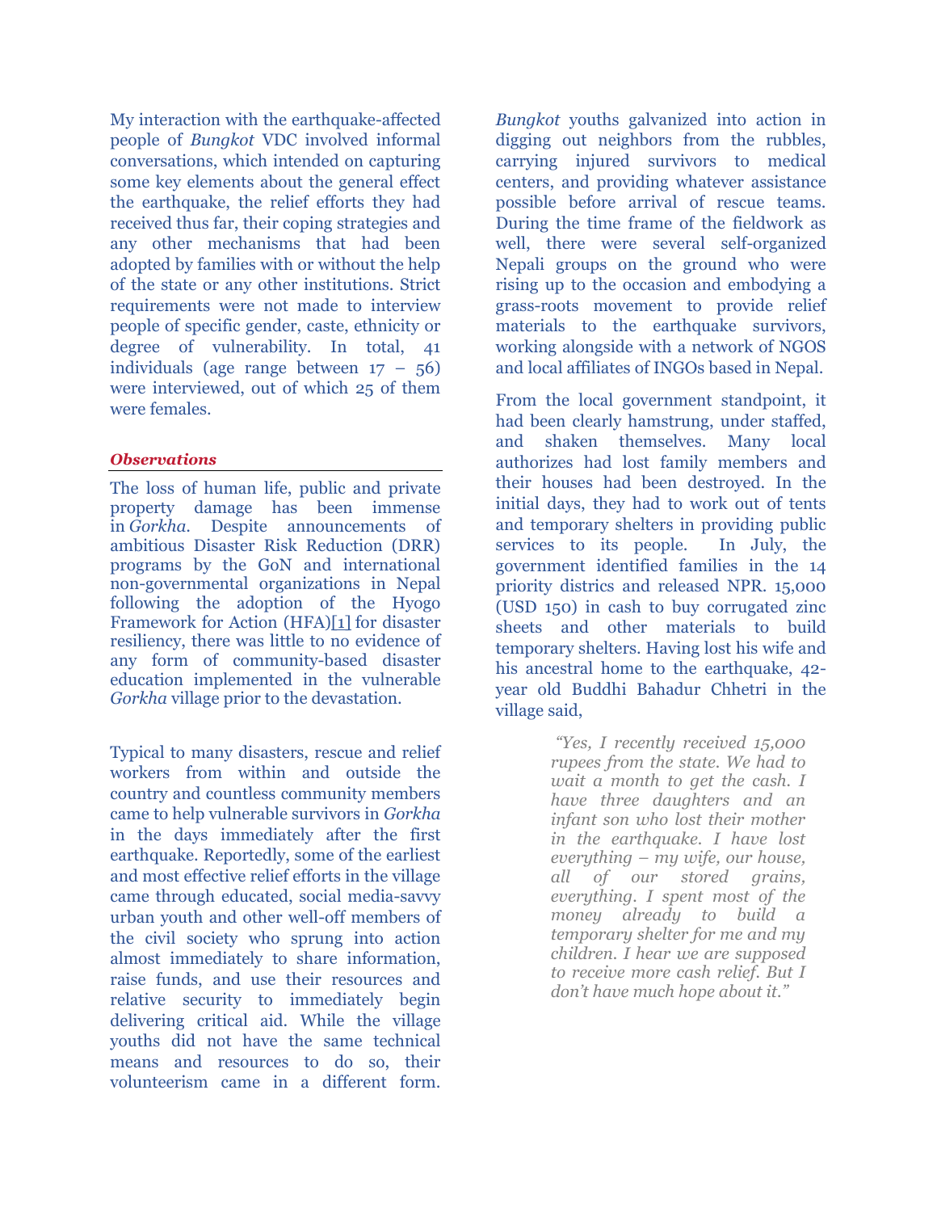My interaction with the earthquake-affected people of *Bungkot* VDC involved informal conversations, which intended on capturing some key elements about the general effect the earthquake, the relief efforts they had received thus far, their coping strategies and any other mechanisms that had been adopted by families with or without the help of the state or any other institutions. Strict requirements were not made to interview people of specific gender, caste, ethnicity or degree of vulnerability. In total, 41 individuals (age range between 17 – 56) were interviewed, out of which 25 of them were females.

### *Observations*

The loss of human life, public and private property damage has been immense in *Gorkha*. Despite announcements of ambitious Disaster Risk Reduction (DRR) programs by the GoN and international non-governmental organizations in Nepal following the adoption of the Hyogo Framework for Action (HFA)[1] for disaster resiliency, there was little to no evidence of any form of community-based disaster education implemented in the vulnerable *Gorkha* village prior to the devastation.

Typical to many disasters, rescue and relief workers from within and outside the country and countless community members came to help vulnerable survivors in *Gorkha* in the days immediately after the first earthquake. Reportedly, some of the earliest and most effective relief efforts in the village came through educated, social media-savvy urban youth and other well-off members of the civil society who sprung into action almost immediately to share information, raise funds, and use their resources and relative security to immediately begin delivering critical aid. While the village youths did not have the same technical means and resources to do so, their volunteerism came in a different form. *Bungkot* youths galvanized into action in digging out neighbors from the rubbles, carrying injured survivors to medical centers, and providing whatever assistance possible before arrival of rescue teams. During the time frame of the fieldwork as well, there were several self-organized Nepali groups on the ground who were rising up to the occasion and embodying a grass-roots movement to provide relief materials to the earthquake survivors, working alongside with a network of NGOS and local affiliates of INGOs based in Nepal.

From the local government standpoint, it had been clearly hamstrung, under staffed, and shaken themselves. Many local authorizes had lost family members and their houses had been destroyed. In the initial days, they had to work out of tents and temporary shelters in providing public services to its people. In July, the government identified families in the 14 priority districs and released NPR. 15,000 (USD 150) in cash to buy corrugated zinc sheets and other materials to build temporary shelters. Having lost his wife and his ancestral home to the earthquake, 42-year old Buddhi Bahadur Chhetri in the village said,

> *"Yes, I recently received 15,000 rupees from the state. We had to wait a month to get the cash. I have three daughters and an infant son who lost their mother in the earthquake. I have lost everything – my wife, our house, all of our stored grains, everything. I spent most of the money already to build a temporary shelter for me and my children. I hear we are supposed to receive more cash relief. But I don't have much hope about it."*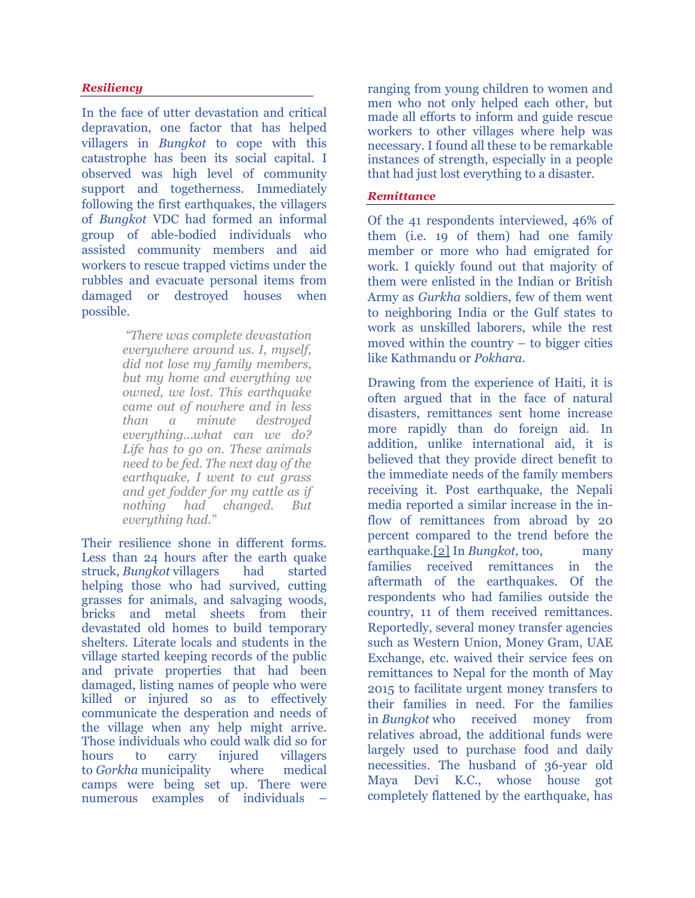### *Resiliency*

In the face of utter devastation and critical depravation, one factor that has helped villagers in *Bungkot* to cope with this catastrophe has been its social capital. I observed was high level of community support and togetherness. Immediately following the first earthquakes, the villagers of *Bungkot* VDC had formed an informal group of able-bodied individuals who assisted community members and aid workers to rescue trapped victims under the rubbles and evacuate personal items from damaged or destroyed houses when possible.

> *"There was complete devastation everywhere around us. I, myself, did not lose my family members, but my home and everything we owned, we lost. This earthquake came out of nowhere and in less than a minute destroyed everything…what can we do? Life has to go on. These animals need to be fed. The next day of the earthquake, I went to cut grass and get fodder for my cattle as if nothing had changed. But everything had."*

Their resilience shone in different forms. Less than 24 hours after the earth quake struck, *Bungkot* villagers had started helping those who had survived, cutting grasses for animals, and salvaging woods, bricks and metal sheets from their devastated old homes to build temporary shelters. Literate locals and students in the village started keeping records of the public and private properties that had been damaged, listing names of people who were killed or injured so as to effectively communicate the desperation and needs of the village when any help might arrive. Those individuals who could walk did so for hours to carry injured villagers to *Gorkha* municipality where medical camps were being set up. There were numerous examples of individuals – ranging from young children to women and men who not only helped each other, but made all efforts to inform and guide rescue workers to other villages where help was necessary. I found all these to be remarkable instances of strength, especially in a people that had just lost everything to a disaster.

### *Remittance*

Of the 41 respondents interviewed, 46% of them (i.e. 19 of them) had one family member or more who had emigrated for work. I quickly found out that majority of them were enlisted in the Indian or British Army as *Gurkha* soldiers, few of them went to neighboring India or the Gulf states to work as unskilled laborers, while the rest moved within the country – to bigger cities like Kathmandu or *Pokhara*.

Drawing from the experience of Haiti, it is often argued that in the face of natural disasters, remittances sent home increase more rapidly than do foreign aid. In addition, unlike international aid, it is believed that they provide direct benefit to the immediate needs of the family members receiving it. Post earthquake, the Nepali media reported a similar increase in the in-flow of remittances from abroad by 20 percent compared to the trend before the earthquake.[2] In *Bungkot,* too, many families received remittances in the aftermath of the earthquakes. Of the respondents who had families outside the country, 11 of them received remittances. Reportedly, several money transfer agencies such as Western Union, Money Gram, UAE Exchange, etc. waived their service fees on remittances to Nepal for the month of May 2015 to facilitate urgent money transfers to their families in need. For the families in *Bungkot* who received money from relatives abroad, the additional funds were largely used to purchase food and daily necessities. The husband of 36-year old Maya Devi K.C., whose house got completely flattened by the earthquake, has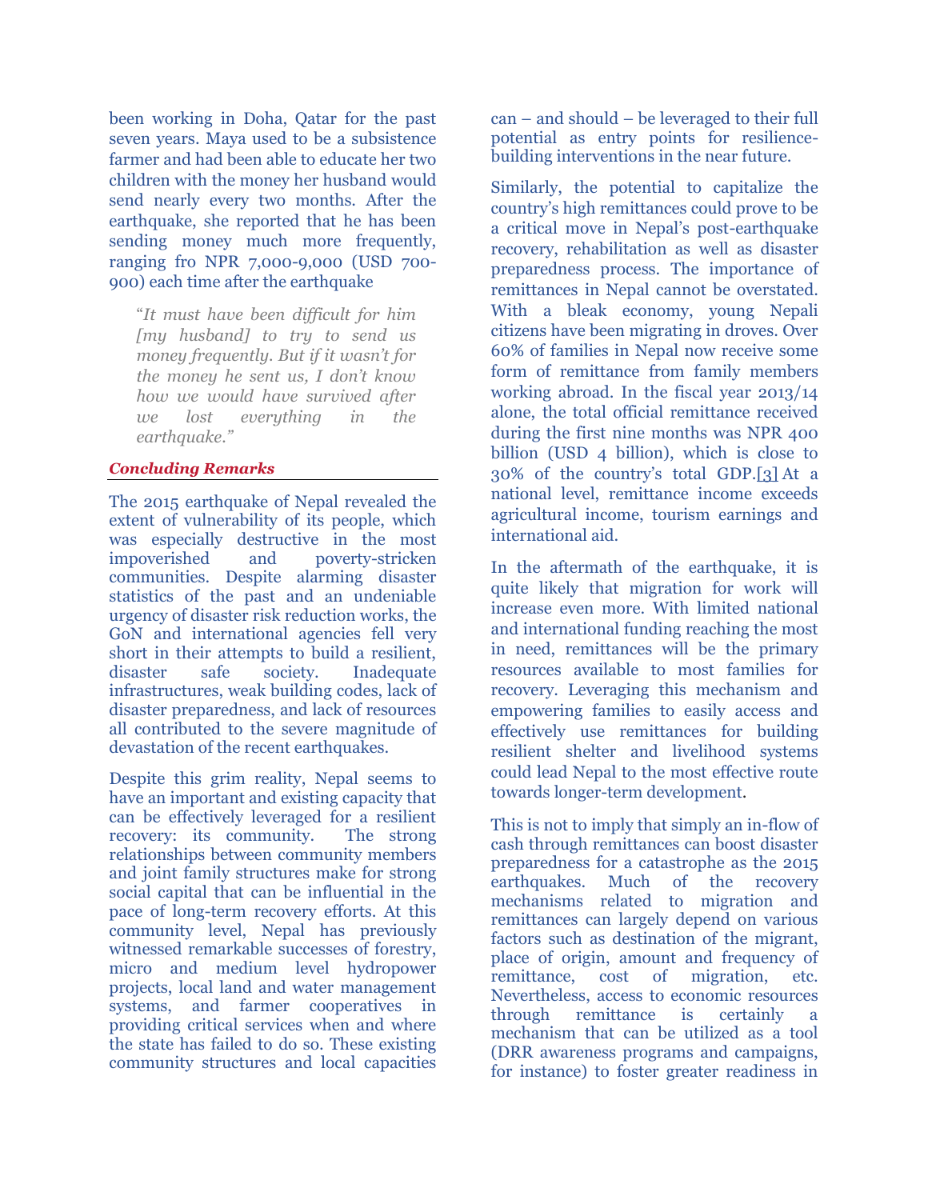been working in Doha, Qatar for the past seven years. Maya used to be a subsistence farmer and had been able to educate her two children with the money her husband would send nearly every two months. After the earthquake, she reported that he has been sending money much more frequently, ranging fro NPR 7,000-9,000 (USD 700-900) each time after the earthquake

> "*It must have been difficult for him [my husband] to try to send us money frequently. But if it wasn't for the money he sent us, I don't know how we would have survived after we lost everything in the earthquake.*"

### *Concluding Remarks*

The 2015 earthquake of Nepal revealed the extent of vulnerability of its people, which was especially destructive in the most impoverished and poverty-stricken communities. Despite alarming disaster statistics of the past and an undeniable urgency of disaster risk reduction works, the GoN and international agencies fell very short in their attempts to build a resilient, disaster safe society. Inadequate infrastructures, weak building codes, lack of disaster preparedness, and lack of resources all contributed to the severe magnitude of devastation of the recent earthquakes.

Despite this grim reality, Nepal seems to have an important and existing capacity that can be effectively leveraged for a resilient recovery: its community. The strong relationships between community members and joint family structures make for strong social capital that can be influential in the pace of long-term recovery efforts. At this community level, Nepal has previously witnessed remarkable successes of forestry, micro and medium level hydropower projects, local land and water management systems, and farmer cooperatives in providing critical services when and where the state has failed to do so. These existing community structures and local capacities can – and should – be leveraged to their full potential as entry points for resilience-building interventions in the near future.

Similarly, the potential to capitalize the country's high remittances could prove to be a critical move in Nepal's post-earthquake recovery, rehabilitation as well as disaster preparedness process. The importance of remittances in Nepal cannot be overstated. With a bleak economy, young Nepali citizens have been migrating in droves. Over 60% of families in Nepal now receive some form of remittance from family members working abroad. In the fiscal year 2013/14 alone, the total official remittance received during the first nine months was NPR 400 billion (USD 4 billion), which is close to 30% of the country's total GDP.[3] At a national level, remittance income exceeds agricultural income, tourism earnings and international aid.

In the aftermath of the earthquake, it is quite likely that migration for work will increase even more. With limited national and international funding reaching the most in need, remittances will be the primary resources available to most families for recovery. Leveraging this mechanism and empowering families to easily access and effectively use remittances for building resilient shelter and livelihood systems could lead Nepal to the most effective route towards longer-term development.

This is not to imply that simply an in-flow of cash through remittances can boost disaster preparedness for a catastrophe as the 2015 earthquakes. Much of the recovery mechanisms related to migration and remittances can largely depend on various factors such as destination of the migrant, place of origin, amount and frequency of remittance, cost of migration, etc. Nevertheless, access to economic resources through remittance is certainly a mechanism that can be utilized as a tool (DRR awareness programs and campaigns, for instance) to foster greater readiness in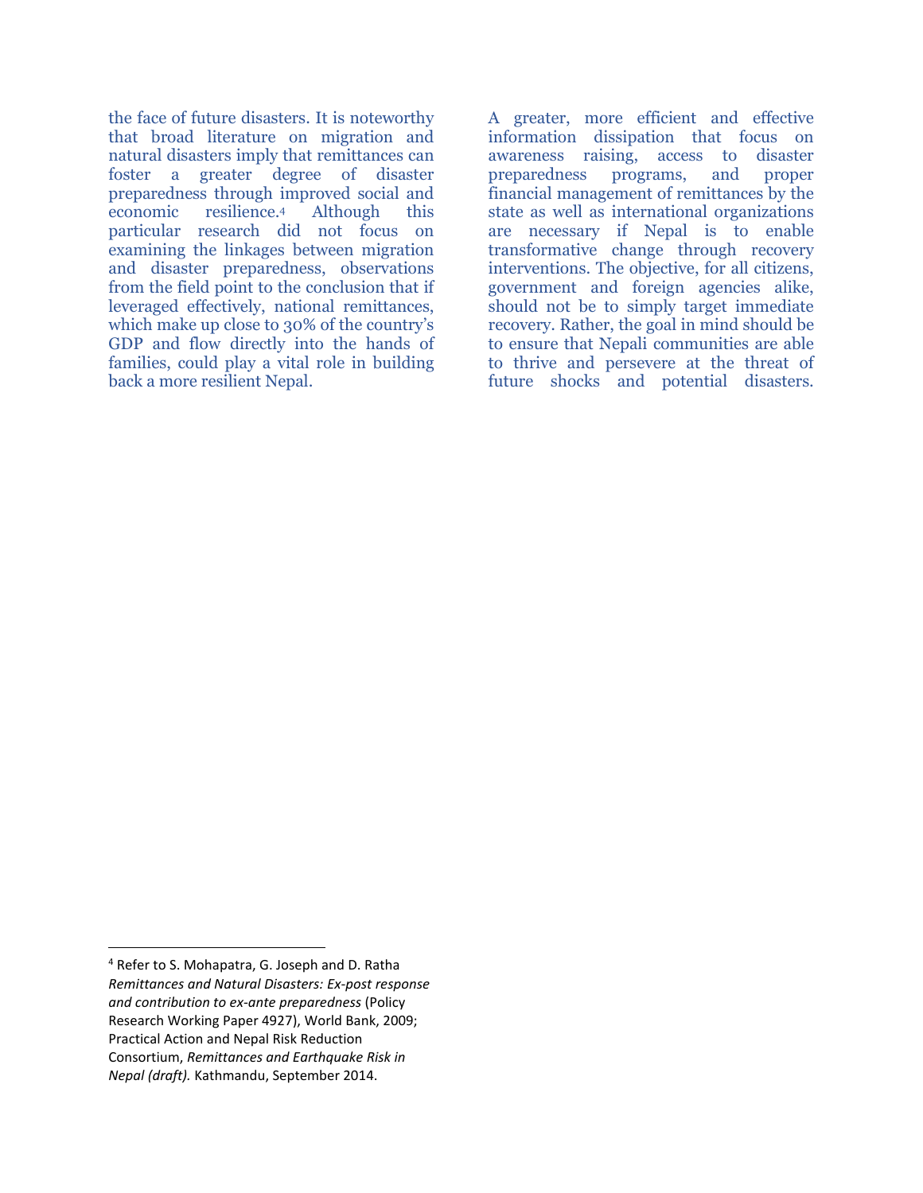the face of future disasters. It is noteworthy that broad literature on migration and natural disasters imply that remittances can foster a greater degree of disaster preparedness through improved social and economic resilience.[4] Although this particular research did not focus on examining the linkages between migration and disaster preparedness, observations from the field point to the conclusion that if leveraged effectively, national remittances, which make up close to 30% of the country's GDP and flow directly into the hands of families, could play a vital role in building back a more resilient Nepal.

A greater, more efficient and effective information dissipation that focus on awareness raising, access to disaster preparedness programs, and proper financial management of remittances by the state as well as international organizations are necessary if Nepal is to enable transformative change through recovery interventions. The objective, for all citizens, government and foreign agencies alike, should not be to simply target immediate recovery. Rather, the goal in mind should be to ensure that Nepali communities are able to thrive and persevere at the threat of future shocks and potential disasters.

---

[4] Refer to S. Mohapatra, G. Joseph and D. Ratha *Remittances and Natural Disasters: Ex-post response and contribution to ex-ante preparedness* (Policy Research Working Paper 4927), World Bank, 2009; Practical Action and Nepal Risk Reduction Consortium, *Remittances and Earthquake Risk in Nepal (draft).* Kathmandu, September 2014.